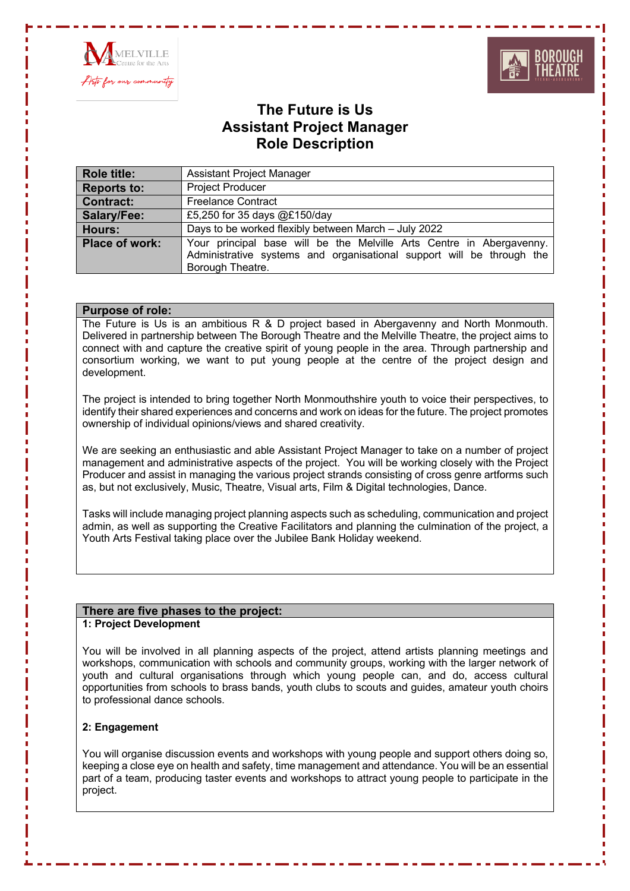# The Future is Us
# Assistant Project Manager
# Role Description

| | |
|---|---|
| **Role title:** | Assistant Project Manager |
| **Reports to:** | Project Producer |
| **Contract:** | Freelance Contract |
| **Salary/Fee:** | £5,250 for 35 days @£150/day |
| **Hours:** | Days to be worked flexibly between March – July 2022 |
| **Place of work:** | Your principal base will be the Melville Arts Centre in Abergavenny. Administrative systems and organisational support will be through the Borough Theatre. |

## Purpose of role:

The Future is Us is an ambitious R & D project based in Abergavenny and North Monmouth. Delivered in partnership between The Borough Theatre and the Melville Theatre, the project aims to connect with and capture the creative spirit of young people in the area. Through partnership and consortium working, we want to put young people at the centre of the project design and development.

The project is intended to bring together North Monmouthshire youth to voice their perspectives, to identify their shared experiences and concerns and work on ideas for the future. The project promotes ownership of individual opinions/views and shared creativity.

We are seeking an enthusiastic and able Assistant Project Manager to take on a number of project management and administrative aspects of the project. You will be working closely with the Project Producer and assist in managing the various project strands consisting of cross genre artforms such as, but not exclusively, Music, Theatre, Visual arts, Film & Digital technologies, Dance.

Tasks will include managing project planning aspects such as scheduling, communication and project admin, as well as supporting the Creative Facilitators and planning the culmination of the project, a Youth Arts Festival taking place over the Jubilee Bank Holiday weekend.

## There are five phases to the project:

### 1: Project Development

You will be involved in all planning aspects of the project, attend artists planning meetings and workshops, communication with schools and community groups, working with the larger network of youth and cultural organisations through which young people can, and do, access cultural opportunities from schools to brass bands, youth clubs to scouts and guides, amateur youth choirs to professional dance schools.

### 2: Engagement

You will organise discussion events and workshops with young people and support others doing so, keeping a close eye on health and safety, time management and attendance. You will be an essential part of a team, producing taster events and workshops to attract young people to participate in the project.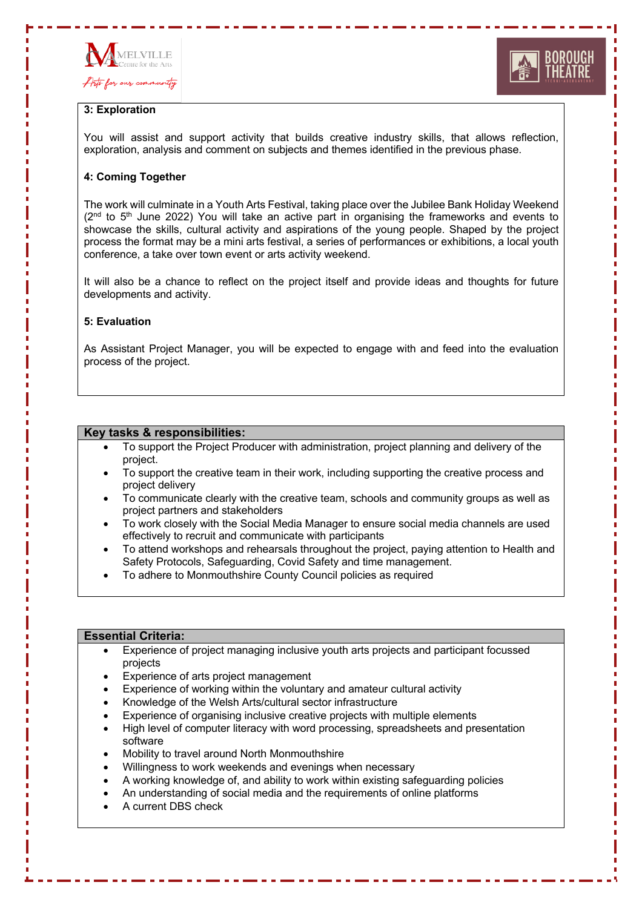### 3: Exploration

You will assist and support activity that builds creative industry skills, that allows reflection, exploration, analysis and comment on subjects and themes identified in the previous phase.

### 4: Coming Together

The work will culminate in a Youth Arts Festival, taking place over the Jubilee Bank Holiday Weekend (2nd to 5th June 2022) You will take an active part in organising the frameworks and events to showcase the skills, cultural activity and aspirations of the young people. Shaped by the project process the format may be a mini arts festival, a series of performances or exhibitions, a local youth conference, a take over town event or arts activity weekend.

It will also be a chance to reflect on the project itself and provide ideas and thoughts for future developments and activity.

### 5: Evaluation

As Assistant Project Manager, you will be expected to engage with and feed into the evaluation process of the project.

## Key tasks & responsibilities:

- To support the Project Producer with administration, project planning and delivery of the project.
- To support the creative team in their work, including supporting the creative process and project delivery
- To communicate clearly with the creative team, schools and community groups as well as project partners and stakeholders
- To work closely with the Social Media Manager to ensure social media channels are used effectively to recruit and communicate with participants
- To attend workshops and rehearsals throughout the project, paying attention to Health and Safety Protocols, Safeguarding, Covid Safety and time management.
- To adhere to Monmouthshire County Council policies as required

## Essential Criteria:

- Experience of project managing inclusive youth arts projects and participant focussed projects
- Experience of arts project management
- Experience of working within the voluntary and amateur cultural activity
- Knowledge of the Welsh Arts/cultural sector infrastructure
- Experience of organising inclusive creative projects with multiple elements
- High level of computer literacy with word processing, spreadsheets and presentation software
- Mobility to travel around North Monmouthshire
- Willingness to work weekends and evenings when necessary
- A working knowledge of, and ability to work within existing safeguarding policies
- An understanding of social media and the requirements of online platforms
- A current DBS check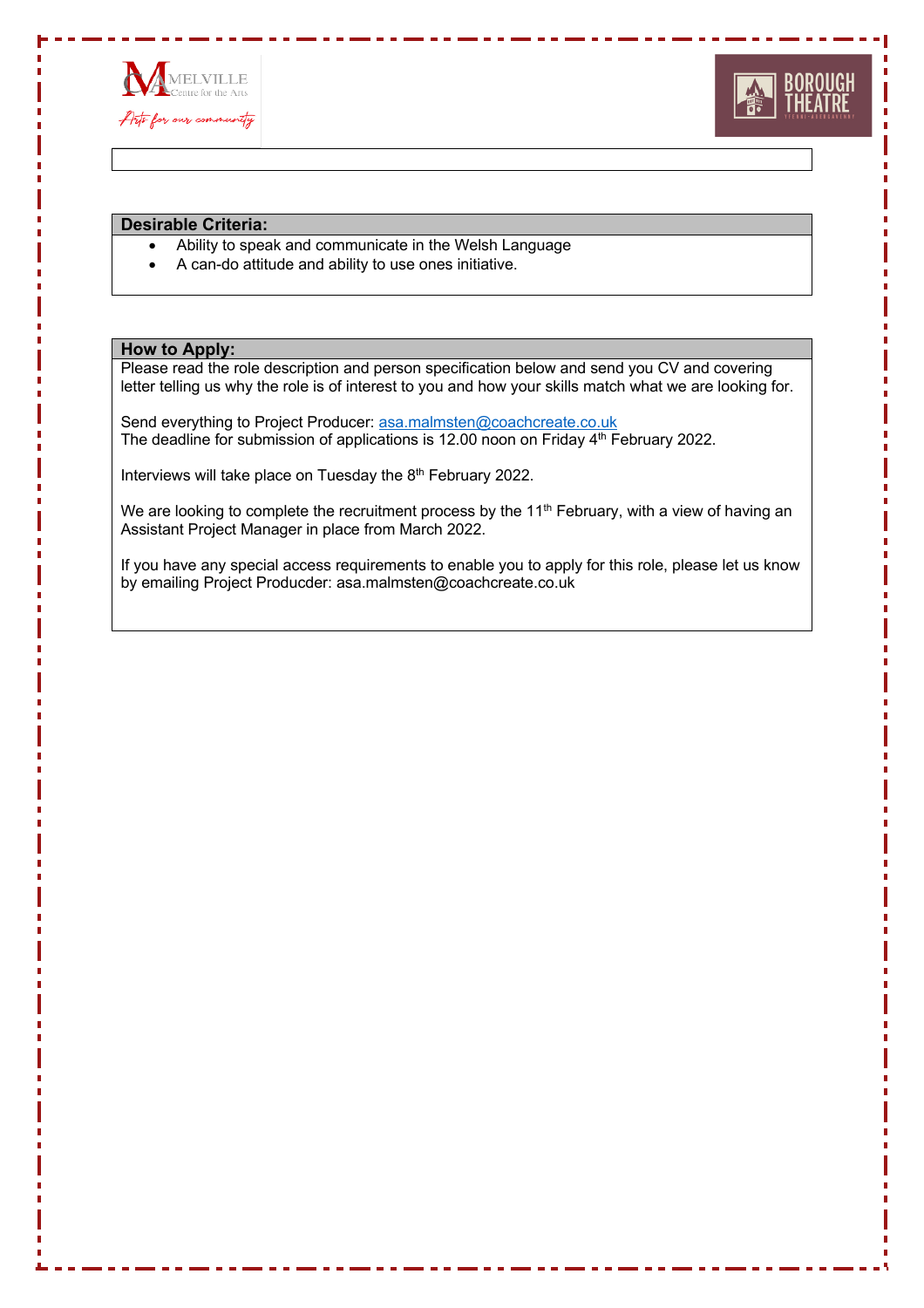## Desirable Criteria:

- Ability to speak and communicate in the Welsh Language
- A can-do attitude and ability to use ones initiative.

## How to Apply:

Please read the role description and person specification below and send you CV and covering letter telling us why the role is of interest to you and how your skills match what we are looking for.

Send everything to Project Producer: asa.malmsten@coachcreate.co.uk
The deadline for submission of applications is 12.00 noon on Friday 4th February 2022.

Interviews will take place on Tuesday the 8th February 2022.

We are looking to complete the recruitment process by the 11th February, with a view of having an Assistant Project Manager in place from March 2022.

If you have any special access requirements to enable you to apply for this role, please let us know by emailing Project Producder: asa.malmsten@coachcreate.co.uk